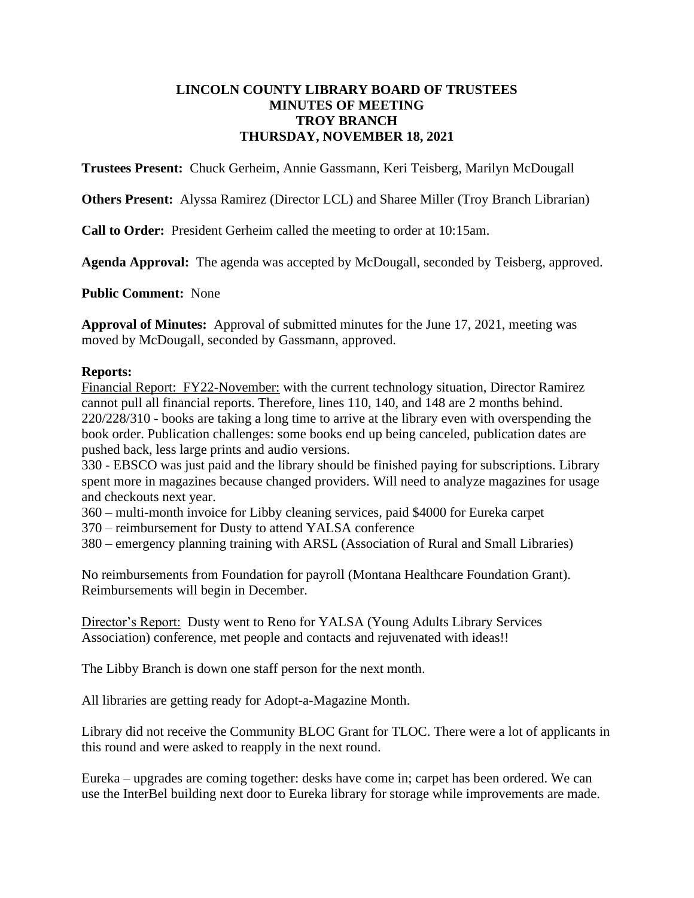# LINCOLN COUNTY LIBRARY BOARD OF TRUSTEES
# MINUTES OF MEETING
# TROY BRANCH
# THURSDAY, NOVEMBER 18, 2021

**Trustees Present:** Chuck Gerheim, Annie Gassmann, Keri Teisberg, Marilyn McDougall

**Others Present:** Alyssa Ramirez (Director LCL) and Sharee Miller (Troy Branch Librarian)

**Call to Order:** President Gerheim called the meeting to order at 10:15am.

**Agenda Approval:** The agenda was accepted by McDougall, seconded by Teisberg, approved.

**Public Comment:** None

**Approval of Minutes:** Approval of submitted minutes for the June 17, 2021, meeting was moved by McDougall, seconded by Gassmann, approved.

**Reports:**

<u>Financial Report: FY22-November:</u> with the current technology situation, Director Ramirez cannot pull all financial reports. Therefore, lines 110, 140, and 148 are 2 months behind.
220/228/310 - books are taking a long time to arrive at the library even with overspending the book order. Publication challenges: some books end up being canceled, publication dates are pushed back, less large prints and audio versions.
330 - EBSCO was just paid and the library should be finished paying for subscriptions. Library spent more in magazines because changed providers. Will need to analyze magazines for usage and checkouts next year.
360 – multi-month invoice for Libby cleaning services, paid $4000 for Eureka carpet
370 – reimbursement for Dusty to attend YALSA conference
380 – emergency planning training with ARSL (Association of Rural and Small Libraries)

No reimbursements from Foundation for payroll (Montana Healthcare Foundation Grant). Reimbursements will begin in December.

<u>Director's Report:</u> Dusty went to Reno for YALSA (Young Adults Library Services Association) conference, met people and contacts and rejuvenated with ideas!!

The Libby Branch is down one staff person for the next month.

All libraries are getting ready for Adopt-a-Magazine Month.

Library did not receive the Community BLOC Grant for TLOC. There were a lot of applicants in this round and were asked to reapply in the next round.

Eureka – upgrades are coming together: desks have come in; carpet has been ordered. We can use the InterBel building next door to Eureka library for storage while improvements are made.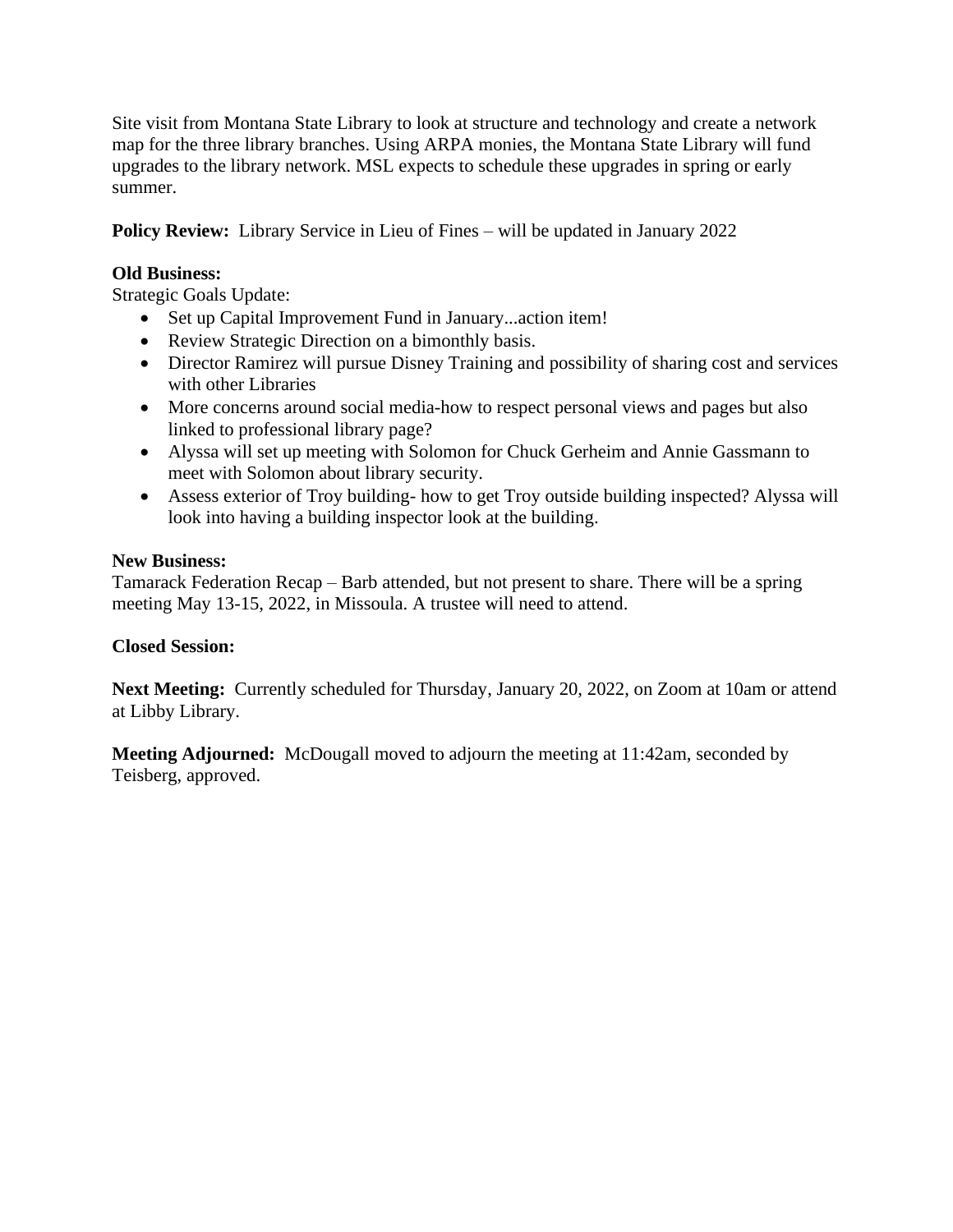Site visit from Montana State Library to look at structure and technology and create a network map for the three library branches. Using ARPA monies, the Montana State Library will fund upgrades to the library network. MSL expects to schedule these upgrades in spring or early summer.

**Policy Review:** Library Service in Lieu of Fines – will be updated in January 2022

**Old Business:**
Strategic Goals Update:

- Set up Capital Improvement Fund in January...action item!
- Review Strategic Direction on a bimonthly basis.
- Director Ramirez will pursue Disney Training and possibility of sharing cost and services with other Libraries
- More concerns around social media-how to respect personal views and pages but also linked to professional library page?
- Alyssa will set up meeting with Solomon for Chuck Gerheim and Annie Gassmann to meet with Solomon about library security.
- Assess exterior of Troy building- how to get Troy outside building inspected? Alyssa will look into having a building inspector look at the building.

**New Business:**
Tamarack Federation Recap – Barb attended, but not present to share. There will be a spring meeting May 13-15, 2022, in Missoula. A trustee will need to attend.

**Closed Session:**

**Next Meeting:** Currently scheduled for Thursday, January 20, 2022, on Zoom at 10am or attend at Libby Library.

**Meeting Adjourned:** McDougall moved to adjourn the meeting at 11:42am, seconded by Teisberg, approved.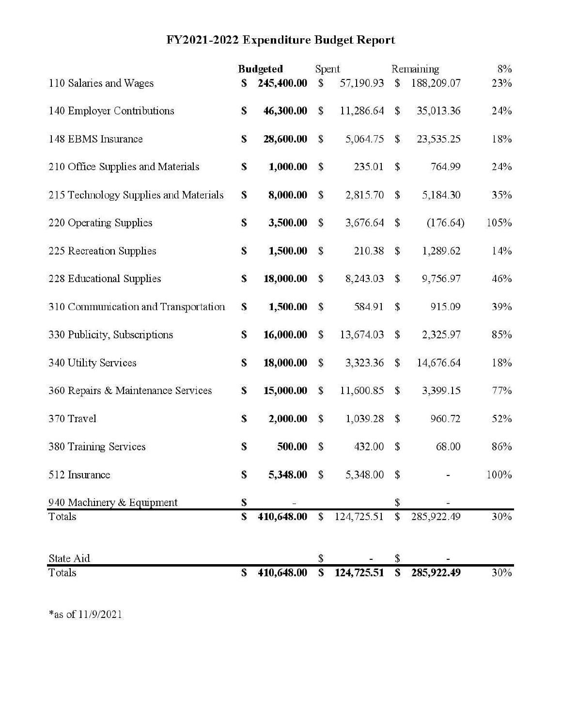# FY2021-2022 Expenditure Budget Report

| | **Budgeted** | Spent | Remaining | 8% |
|---|---|---|---|---|
| 110 Salaries and Wages | **$ 245,400.00** | $ 57,190.93 | $ 188,209.07 | 23% |
| 140 Employer Contributions | **$ 46,300.00** | $ 11,286.64 | $ 35,013.36 | 24% |
| 148 EBMS Insurance | **$ 28,600.00** | $ 5,064.75 | $ 23,535.25 | 18% |
| 210 Office Supplies and Materials | **$ 1,000.00** | $ 235.01 | $ 764.99 | 24% |
| 215 Technology Supplies and Materials | **$ 8,000.00** | $ 2,815.70 | $ 5,184.30 | 35% |
| 220 Operating Supplies | **$ 3,500.00** | $ 3,676.64 | $ (176.64) | 105% |
| 225 Recreation Supplies | **$ 1,500.00** | $ 210.38 | $ 1,289.62 | 14% |
| 228 Educational Supplies | **$ 18,000.00** | $ 8,243.03 | $ 9,756.97 | 46% |
| 310 Communication and Transportation | **$ 1,500.00** | $ 584.91 | $ 915.09 | 39% |
| 330 Publicity, Subscriptions | **$ 16,000.00** | $ 13,674.03 | $ 2,325.97 | 85% |
| 340 Utility Services | **$ 18,000.00** | $ 3,323.36 | $ 14,676.64 | 18% |
| 360 Repairs & Maintenance Services | **$ 15,000.00** | $ 11,600.85 | $ 3,399.15 | 77% |
| 370 Travel | **$ 2,000.00** | $ 1,039.28 | $ 960.72 | 52% |
| 380 Training Services | **$ 500.00** | $ 432.00 | $ 68.00 | 86% |
| 512 Insurance | **$ 5,348.00** | $ 5,348.00 | $ - | 100% |
| 940 Machinery & Equipment | $ - | | $ - | |
| Totals | **$ 410,648.00** | $ 124,725.51 | $ 285,922.49 | 30% |
| | | | | |
| State Aid | | $ - | $ - | |
| Totals | **$ 410,648.00** | **$ 124,725.51** | **$ 285,922.49** | 30% |

*as of 11/9/2021